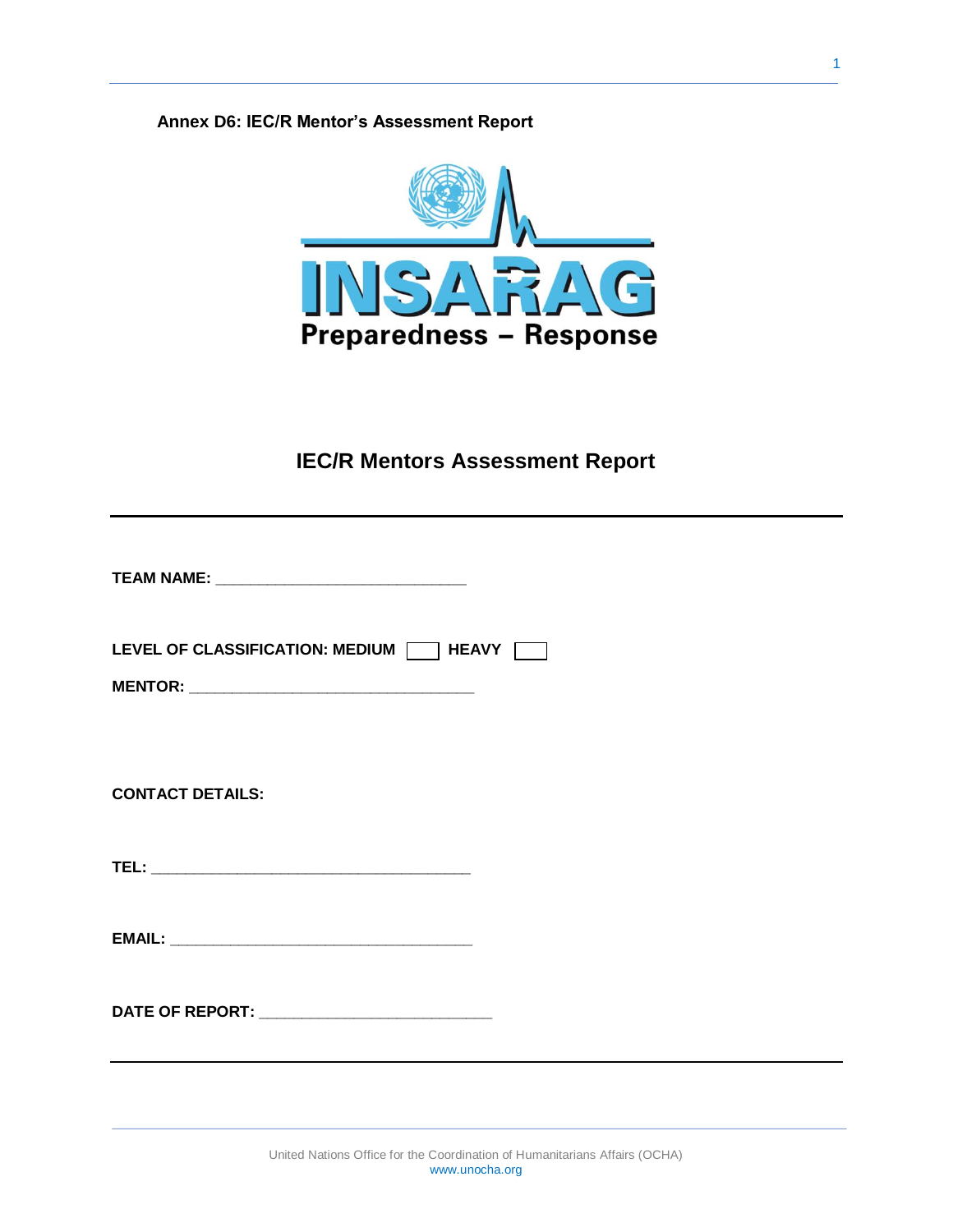**Annex D6: IEC/R Mentor's Assessment Report**

INSARAG

Preparedness – Response

# IEC/R Mentors Assessment Report

---

**TEAM NAME:** ______________________________

**LEVEL OF CLASSIFICATION: MEDIUM** ☐ **HEAVY** ☐

**MENTOR:** __________________________________

**CONTACT DETAILS:**

**TEL:** ______________________________________

**EMAIL:** ____________________________________

**DATE OF REPORT:** ___________________________

---

United Nations Office for the Coordination of Humanitarians Affairs (OCHA)
www.unocha.org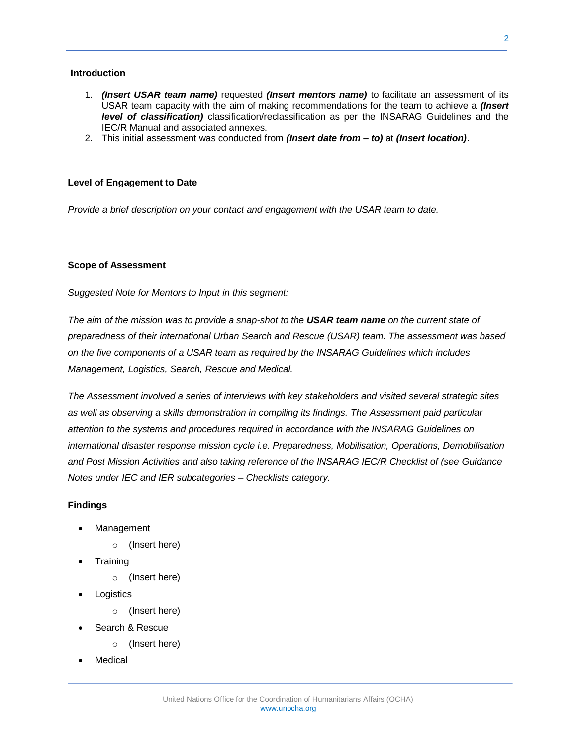**Introduction**

1. ***(Insert USAR team name)*** requested ***(Insert mentors name)*** to facilitate an assessment of its USAR team capacity with the aim of making recommendations for the team to achieve a ***(Insert level of classification)*** classification/reclassification as per the INSARAG Guidelines and the IEC/R Manual and associated annexes.
2. This initial assessment was conducted from ***(Insert date from – to)*** at ***(Insert location)***.

**Level of Engagement to Date**

*Provide a brief description on your contact and engagement with the USAR team to date.*

**Scope of Assessment**

*Suggested Note for Mentors to Input in this segment:*

*The aim of the mission was to provide a snap-shot to the* ***USAR team name*** *on the current state of preparedness of their international Urban Search and Rescue (USAR) team. The assessment was based on the five components of a USAR team as required by the INSARAG Guidelines which includes Management, Logistics, Search, Rescue and Medical.*

*The Assessment involved a series of interviews with key stakeholders and visited several strategic sites as well as observing a skills demonstration in compiling its findings. The Assessment paid particular attention to the systems and procedures required in accordance with the INSARAG Guidelines on international disaster response mission cycle i.e. Preparedness, Mobilisation, Operations, Demobilisation and Post Mission Activities and also taking reference of the INSARAG IEC/R Checklist of (see Guidance Notes under IEC and IER subcategories – Checklists category.*

**Findings**

- Management
  - (Insert here)
- Training
  - (Insert here)
- Logistics
  - (Insert here)
- Search & Rescue
  - (Insert here)
- Medical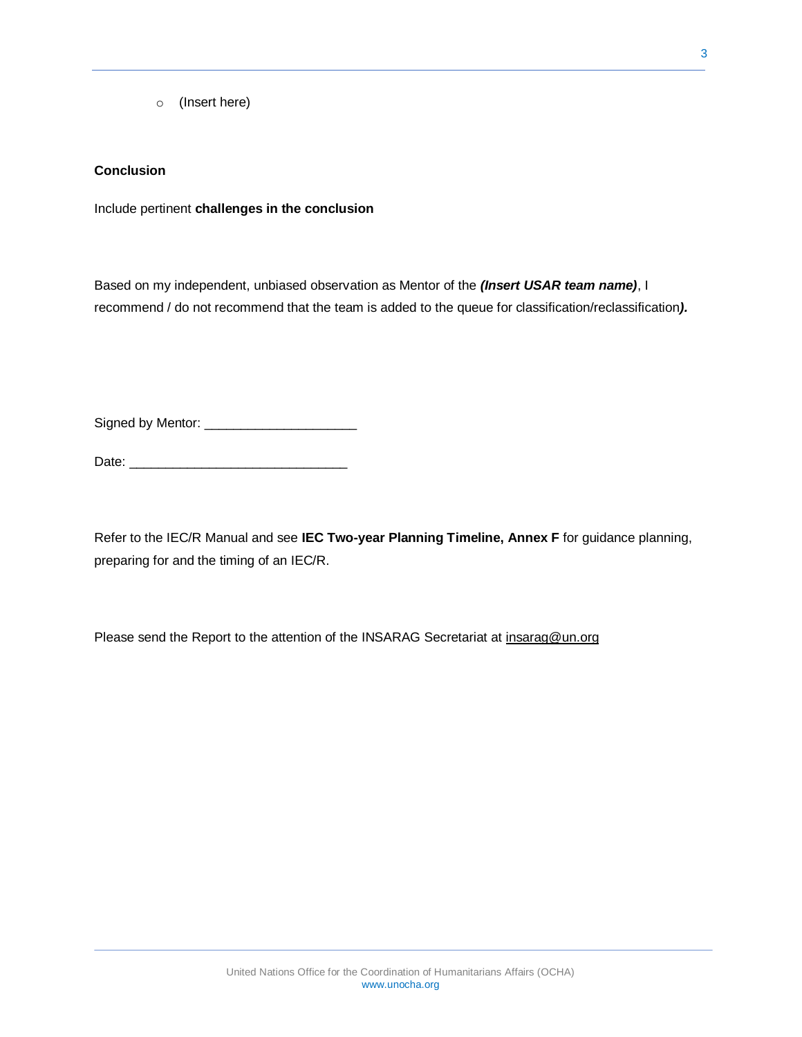- (Insert here)

**Conclusion**

Include pertinent **challenges in the conclusion**

Based on my independent, unbiased observation as Mentor of the ***(Insert USAR team name)***, I recommend / do not recommend that the team is added to the queue for classification/reclassification***).***

Signed by Mentor: ____________________

Date: ____________________________

Refer to the IEC/R Manual and see **IEC Two-year Planning Timeline, Annex F** for guidance planning, preparing for and the timing of an IEC/R.

Please send the Report to the attention of the INSARAG Secretariat at insarag@un.org